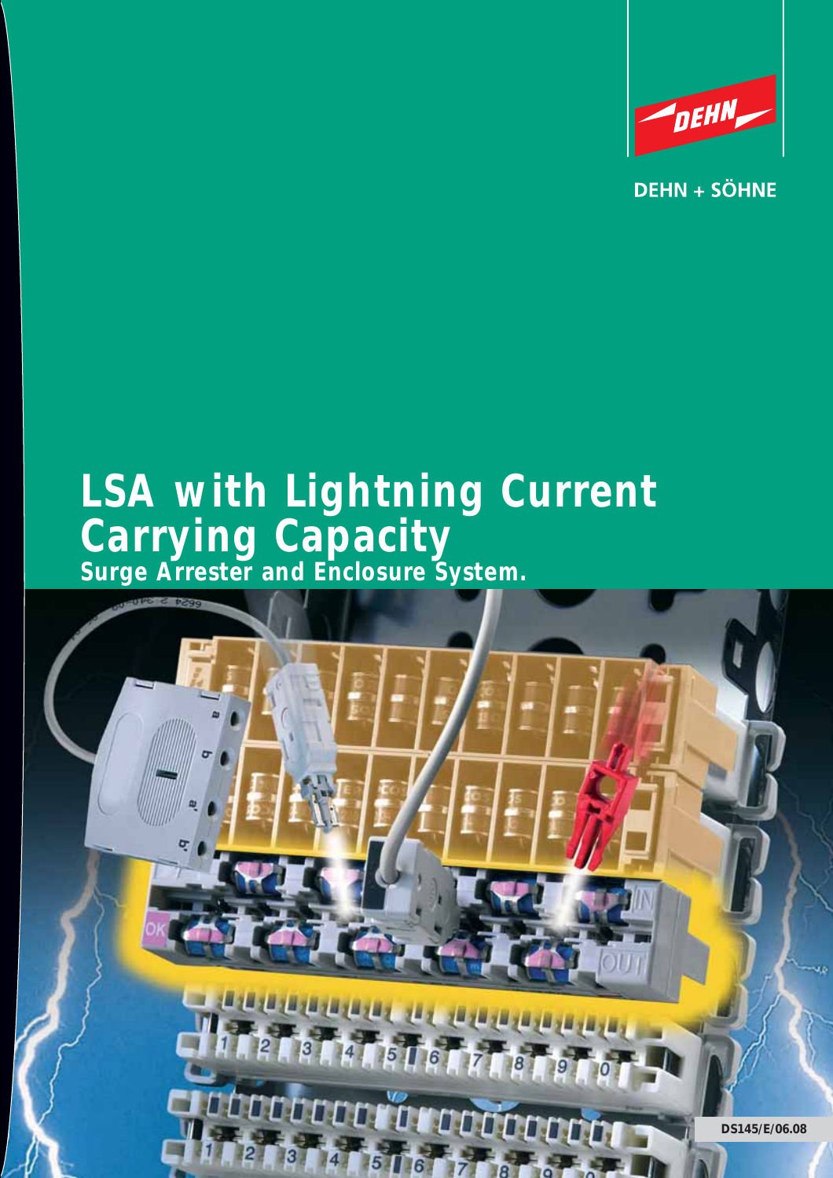DEHN + SÖHNE

# LSA with Lightning Current Carrying Capacity

## Surge Arrester and Enclosure System.

DS145/E/06.08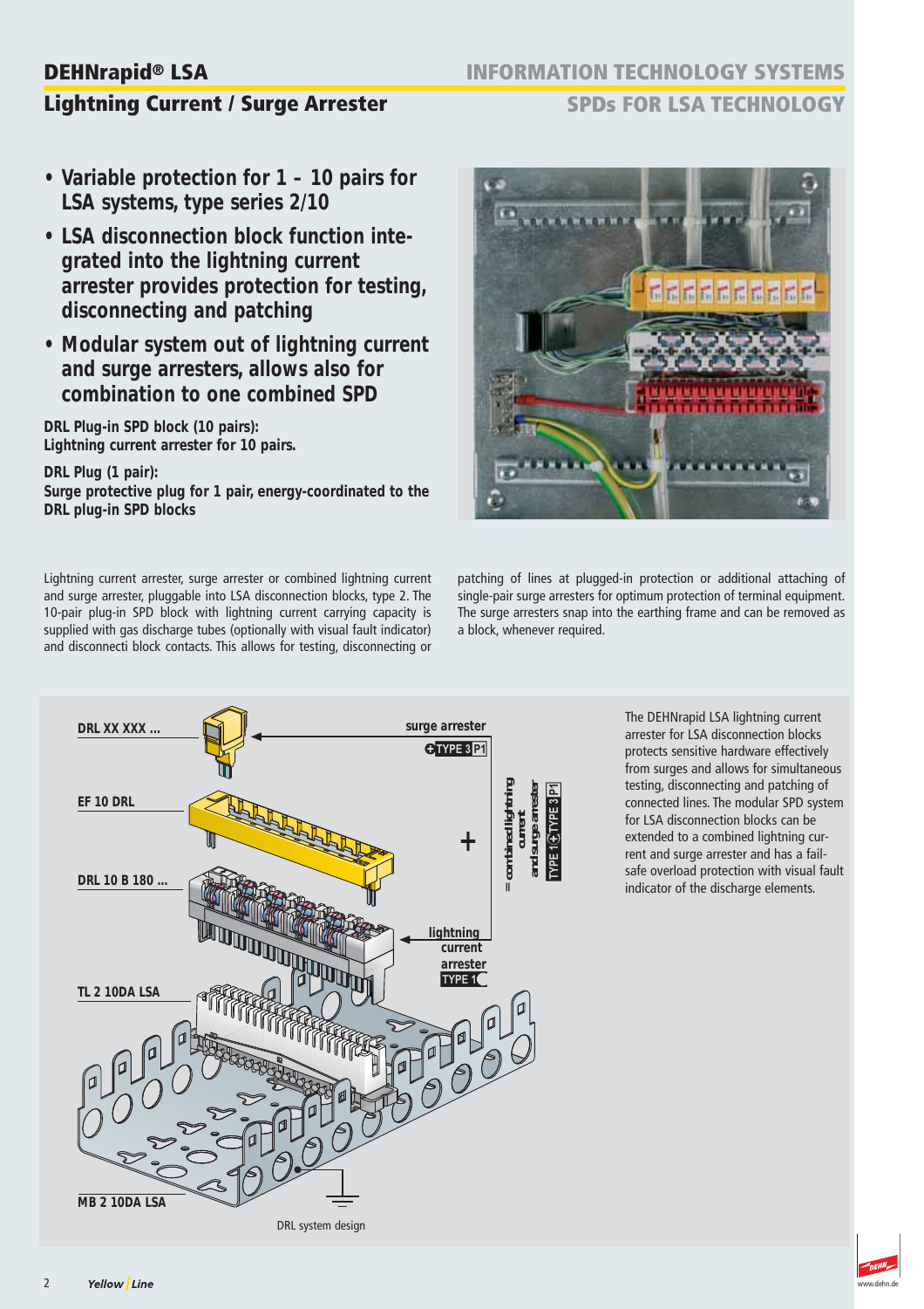# DEHNrapid® LSA

## Lightning Current / Surge Arrester

- **Variable protection for 1 – 10 pairs for LSA systems, type series 2/10**
- **LSA disconnection block function integrated into the lightning current arrester provides protection for testing, disconnecting and patching**
- **Modular system out of lightning current and surge arresters, allows also for combination to one combined SPD**

**DRL Plug-in SPD block (10 pairs):**
**Lightning current arrester for 10 pairs.**

**DRL Plug (1 pair):**
**Surge protective plug for 1 pair, energy-coordinated to the DRL plug-in SPD blocks**

Lightning current arrester, surge arrester or combined lightning current and surge arrester, pluggable into LSA disconnection blocks, type 2. The 10-pair plug-in SPD block with lightning current carrying capacity is supplied with gas discharge tubes (optionally with visual fault indicator) and disconnecti block contacts. This allows for testing, disconnecting or patching of lines at plugged-in protection or additional attaching of single-pair surge arresters for optimum protection of terminal equipment. The surge arresters snap into the earthing frame and can be removed as a block, whenever required.

DRL XX XXX ... — surge arrester (TYPE 3 P1)

EF 10 DRL

DRL 10 B 180 ... — lightning current arrester (TYPE 1)

TL 2 10DA LSA

MB 2 10DA LSA

= combined lightning current and surge arrester TYPE 1 + TYPE 3 P1

DRL system design

The DEHNrapid LSA lightning current arrester for LSA disconnection blocks protects sensitive hardware effectively from surges and allows for simultaneous testing, disconnecting and patching of connected lines. The modular SPD system for LSA disconnection blocks can be extended to a combined lightning current and surge arrester and has a failsafe overload protection with visual fault indicator of the discharge elements.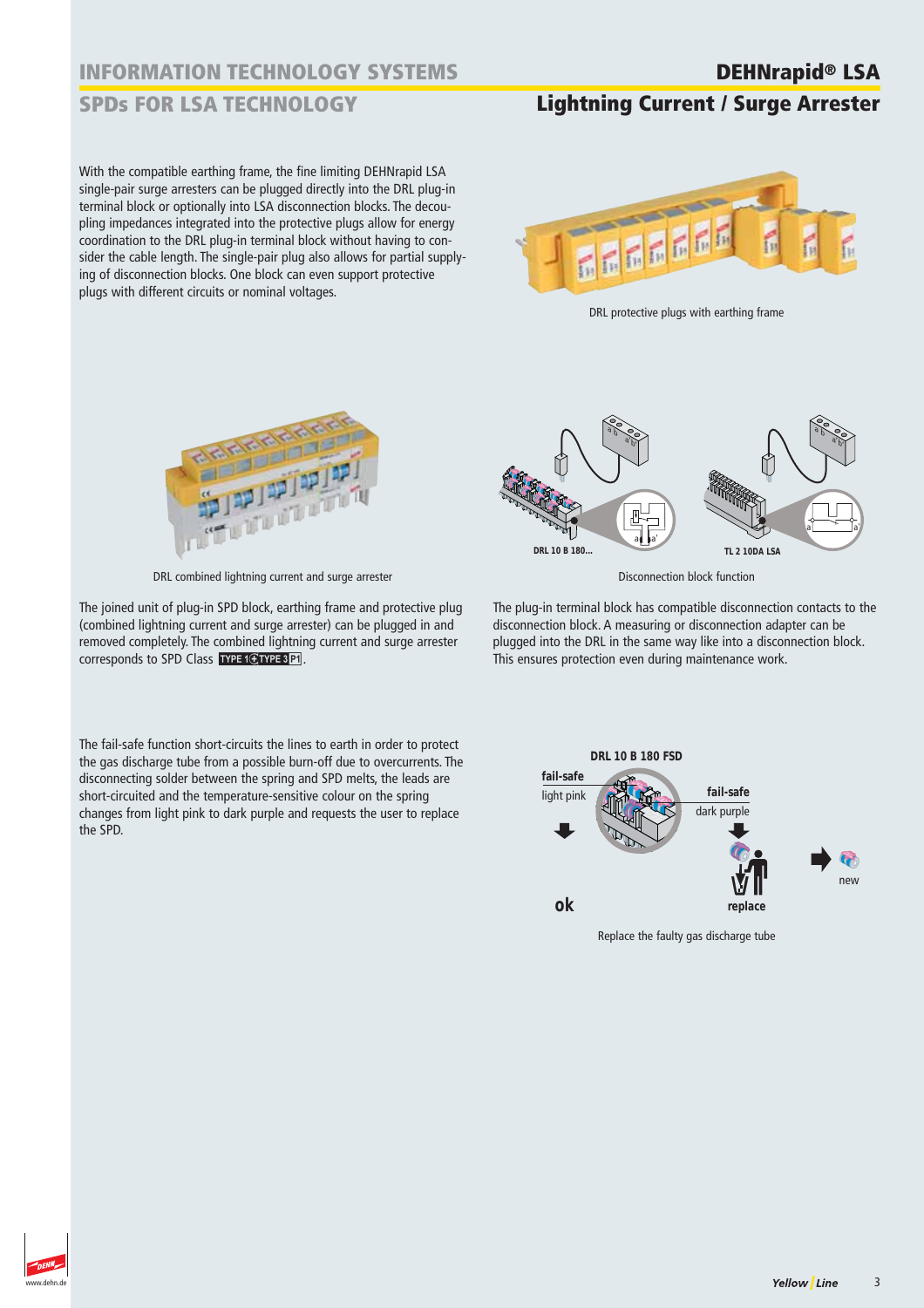# INFORMATION TECHNOLOGY SYSTEMS

## SPDs FOR LSA TECHNOLOGY

# DEHNrapid® LSA

## Lightning Current / Surge Arrester

With the compatible earthing frame, the fine limiting DEHNrapid LSA single-pair surge arresters can be plugged directly into the DRL plug-in terminal block or optionally into LSA disconnection blocks. The decoupling impedances integrated into the protective plugs allow for energy coordination to the DRL plug-in terminal block without having to consider the cable length. The single-pair plug also allows for partial supplying of disconnection blocks. One block can even support protective plugs with different circuits or nominal voltages.

DRL protective plugs with earthing frame

DRL combined lightning current and surge arrester

The joined unit of plug-in SPD block, earthing frame and protective plug (combined lightning current and surge arrester) can be plugged in and removed completely. The combined lightning current and surge arrester corresponds to SPD Class TYPE 1 + TYPE 3 P1.

Disconnection block function

The plug-in terminal block has compatible disconnection contacts to the disconnection block. A measuring or disconnection adapter can be plugged into the DRL in the same way like into a disconnection block. This ensures protection even during maintenance work.

The fail-safe function short-circuits the lines to earth in order to protect the gas discharge tube from a possible burn-off due to overcurrents. The disconnecting solder between the spring and SPD melts, the leads are short-circuited and the temperature-sensitive colour on the spring changes from light pink to dark purple and requests the user to replace the SPD.

Replace the faulty gas discharge tube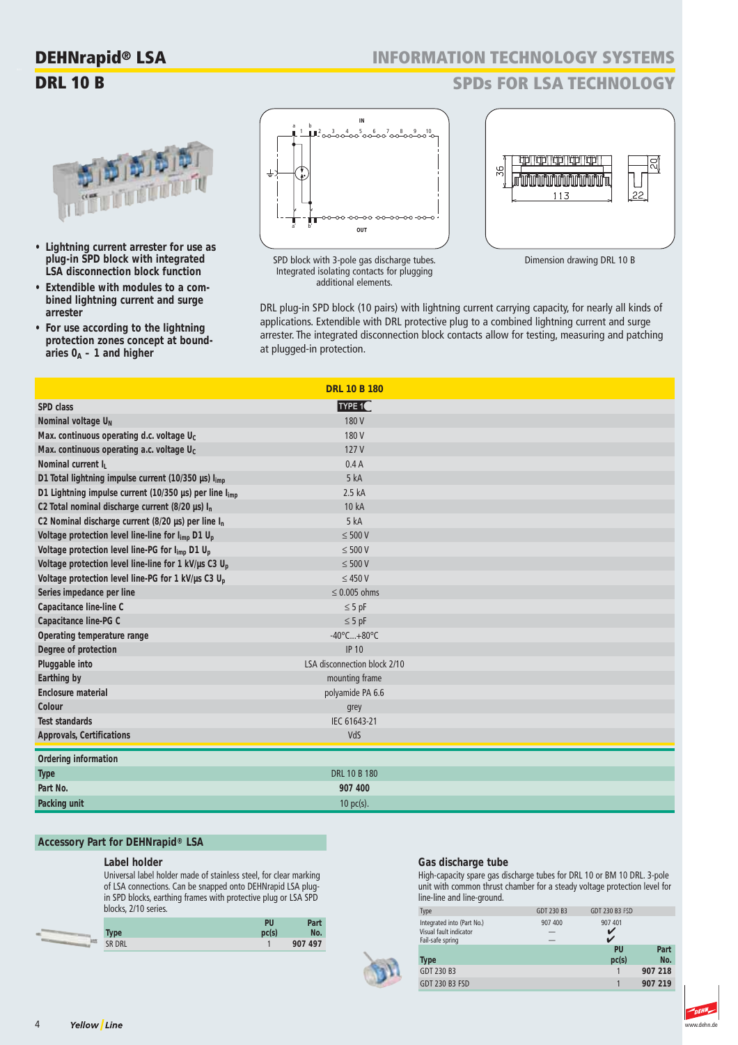# DEHNrapid® LSA

## DRL 10 B

## INFORMATION TECHNOLOGY SYSTEMS

## SPDs FOR LSA TECHNOLOGY

- **Lightning current arrester for use as plug-in SPD block with integrated LSA disconnection block function**
- **Extendible with modules to a combined lightning current and surge arrester**
- **For use according to the lightning protection zones concept at boundaries $0_A$ – 1 and higher**

SPD block with 3-pole gas discharge tubes. Integrated isolating contacts for plugging additional elements.

Dimension drawing DRL 10 B

DRL plug-in SPD block (10 pairs) with lightning current carrying capacity, for nearly all kinds of applications. Extendible with DRL protective plug to a combined lightning current and surge arrester. The integrated disconnection block contacts allow for testing, measuring and patching at plugged-in protection.

| | DRL 10 B 180 |
|---|---|
| SPD class | TYPE 1 |
| Nominal voltage $U_N$ | 180 V |
| Max. continuous operating d.c. voltage $U_C$ | 180 V |
| Max. continuous operating a.c. voltage $U_C$ | 127 V |
| Nominal current $I_L$ | 0.4 A |
| D1 Total lightning impulse current (10/350 µs) $I_{imp}$ | 5 kA |
| D1 Lightning impulse current (10/350 µs) per line $I_{imp}$ | 2.5 kA |
| C2 Total nominal discharge current (8/20 µs) $I_n$ | 10 kA |
| C2 Nominal discharge current (8/20 µs) per line $I_n$ | 5 kA |
| Voltage protection level line-line for $I_{imp}$ D1 $U_p$ | ≤ 500 V |
| Voltage protection level line-PG for $I_{imp}$ D1 $U_p$ | ≤ 500 V |
| Voltage protection level line-line for 1 kV/µs C3 $U_p$ | ≤ 500 V |
| Voltage protection level line-PG for 1 kV/µs C3 $U_p$ | ≤ 450 V |
| Series impedance per line | ≤ 0.005 ohms |
| Capacitance line-line C | ≤ 5 pF |
| Capacitance line-PG C | ≤ 5 pF |
| Operating temperature range | -40°C...+80°C |
| Degree of protection | IP 10 |
| Pluggable into | LSA disconnection block 2/10 |
| Earthing by | mounting frame |
| Enclosure material | polyamide PA 6.6 |
| Colour | grey |
| Test standards | IEC 61643-21 |
| Approvals, Certifications | VdS |

**Ordering information**

| | |
|---|---|
| Type | DRL 10 B 180 |
| Part No. | **907 400** |
| Packing unit | 10 pc(s). |

### Accessory Part for DEHNrapid® LSA

#### Label holder

Universal label holder made of stainless steel, for clear marking of LSA connections. Can be snapped onto DEHNrapid LSA plug-in SPD blocks, earthing frames with protective plug or LSA SPD blocks, 2/10 series.

| Type | PU pc(s) | Part No. |
|---|---|---|
| SR DRL | 1 | **907 497** |

#### Gas discharge tube

High-capacity spare gas discharge tubes for DRL 10 or BM 10 DRL. 3-pole unit with common thrust chamber for a steady voltage protection level for line-line and line-ground.

| Type | GDT 230 B3 | GDT 230 B3 FSD |
|---|---|---|
| Integrated into (Part No.) | 907 400 | 907 401 |
| Visual fault indicator | — | ✔ |
| Fail-safe spring | — | ✔ |

| Type | PU pc(s) | Part No. |
|---|---|---|
| GDT 230 B3 | 1 | **907 218** |
| GDT 230 B3 FSD | 1 | **907 219** |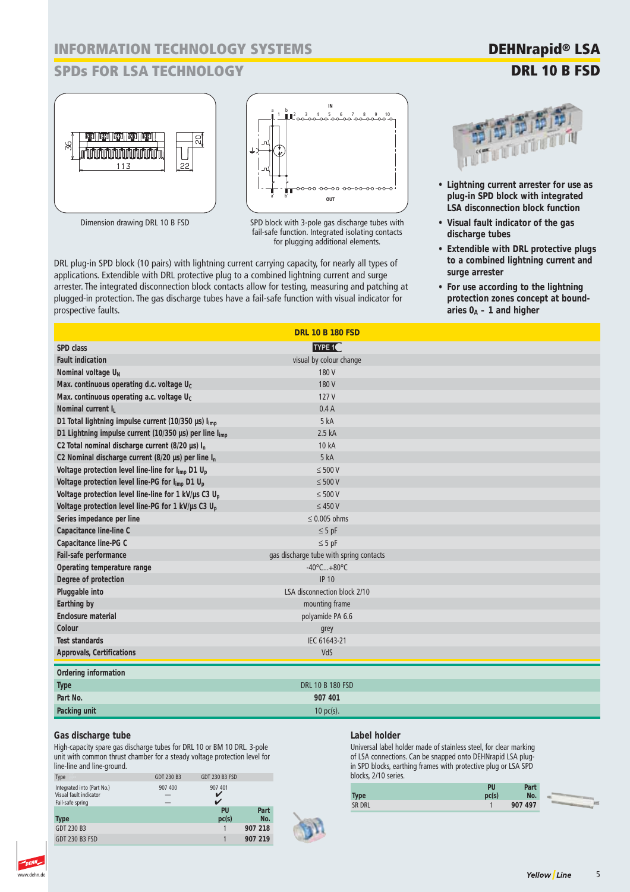# INFORMATION TECHNOLOGY SYSTEMS

## SPDs FOR LSA TECHNOLOGY

# DEHNrapid® LSA

## DRL 10 B FSD

Dimension drawing DRL 10 B FSD

SPD block with 3-pole gas discharge tubes with fail-safe function. Integrated isolating contacts for plugging additional elements.

- **Lightning current arrester for use as plug-in SPD block with integrated LSA disconnection block function**
- **Visual fault indicator of the gas discharge tubes**
- **Extendible with DRL protective plugs to a combined lightning current and surge arrester**
- **For use according to the lightning protection zones concept at boundaries $0_A$ – 1 and higher**

DRL plug-in SPD block (10 pairs) with lightning current carrying capacity, for nearly all types of applications. Extendible with DRL protective plug to a combined lightning current and surge arrester. The integrated disconnection block contacts allow for testing, measuring and patching at plugged-in protection. The gas discharge tubes have a fail-safe function with visual indicator for prospective faults.

| | DRL 10 B 180 FSD |
|---|---|
| **SPD class** | TYPE 1 |
| **Fault indication** | visual by colour change |
| **Nominal voltage $U_N$** | 180 V |
| **Max. continuous operating d.c. voltage $U_C$** | 180 V |
| **Max. continuous operating a.c. voltage $U_C$** | 127 V |
| **Nominal current $I_L$** | 0.4 A |
| **D1 Total lightning impulse current (10/350 µs) $I_{imp}$** | 5 kA |
| **D1 Lightning impulse current (10/350 µs) per line $I_{imp}$** | 2.5 kA |
| **C2 Total nominal discharge current (8/20 µs) $I_n$** | 10 kA |
| **C2 Nominal discharge current (8/20 µs) per line $I_n$** | 5 kA |
| **Voltage protection level line-line for $I_{imp}$ D1 $U_p$** | ≤ 500 V |
| **Voltage protection level line-PG for $I_{imp}$ D1 $U_p$** | ≤ 500 V |
| **Voltage protection level line-line for 1 kV/µs C3 $U_p$** | ≤ 500 V |
| **Voltage protection level line-PG for 1 kV/µs C3 $U_p$** | ≤ 450 V |
| **Series impedance per line** | ≤ 0.005 ohms |
| **Capacitance line-line C** | ≤ 5 pF |
| **Capacitance line-PG C** | ≤ 5 pF |
| **Fail-safe performance** | gas discharge tube with spring contacts |
| **Operating temperature range** | -40°C...+80°C |
| **Degree of protection** | IP 10 |
| **Pluggable into** | LSA disconnection block 2/10 |
| **Earthing by** | mounting frame |
| **Enclosure material** | polyamide PA 6.6 |
| **Colour** | grey |
| **Test standards** | IEC 61643-21 |
| **Approvals, Certifications** | VdS |

**Ordering information**

| | |
|---|---|
| **Type** | DRL 10 B 180 FSD |
| **Part No.** | **907 401** |
| **Packing unit** | 10 pc(s). |

### Gas discharge tube

High-capacity spare gas discharge tubes for DRL 10 or BM 10 DRL. 3-pole unit with common thrust chamber for a steady voltage protection level for line-line and line-ground.

| Type | GDT 230 B3 | GDT 230 B3 FSD |
|---|---|---|
| Integrated into (Part No.) | 907 400 | 907 401 |
| Visual fault indicator | — | ✔ |
| Fail-safe spring | — | ✔ |

| Type | PU pc(s) | Part No. |
|---|---|---|
| GDT 230 B3 | 1 | **907 218** |
| GDT 230 B3 FSD | 1 | **907 219** |

### Label holder

Universal label holder made of stainless steel, for clear marking of LSA connections. Can be snapped onto DEHNrapid LSA plug-in SPD blocks, earthing frames with protective plug or LSA SPD blocks, 2/10 series.

| Type | PU pc(s) | Part No. |
|---|---|---|
| SR DRL | 1 | **907 497** |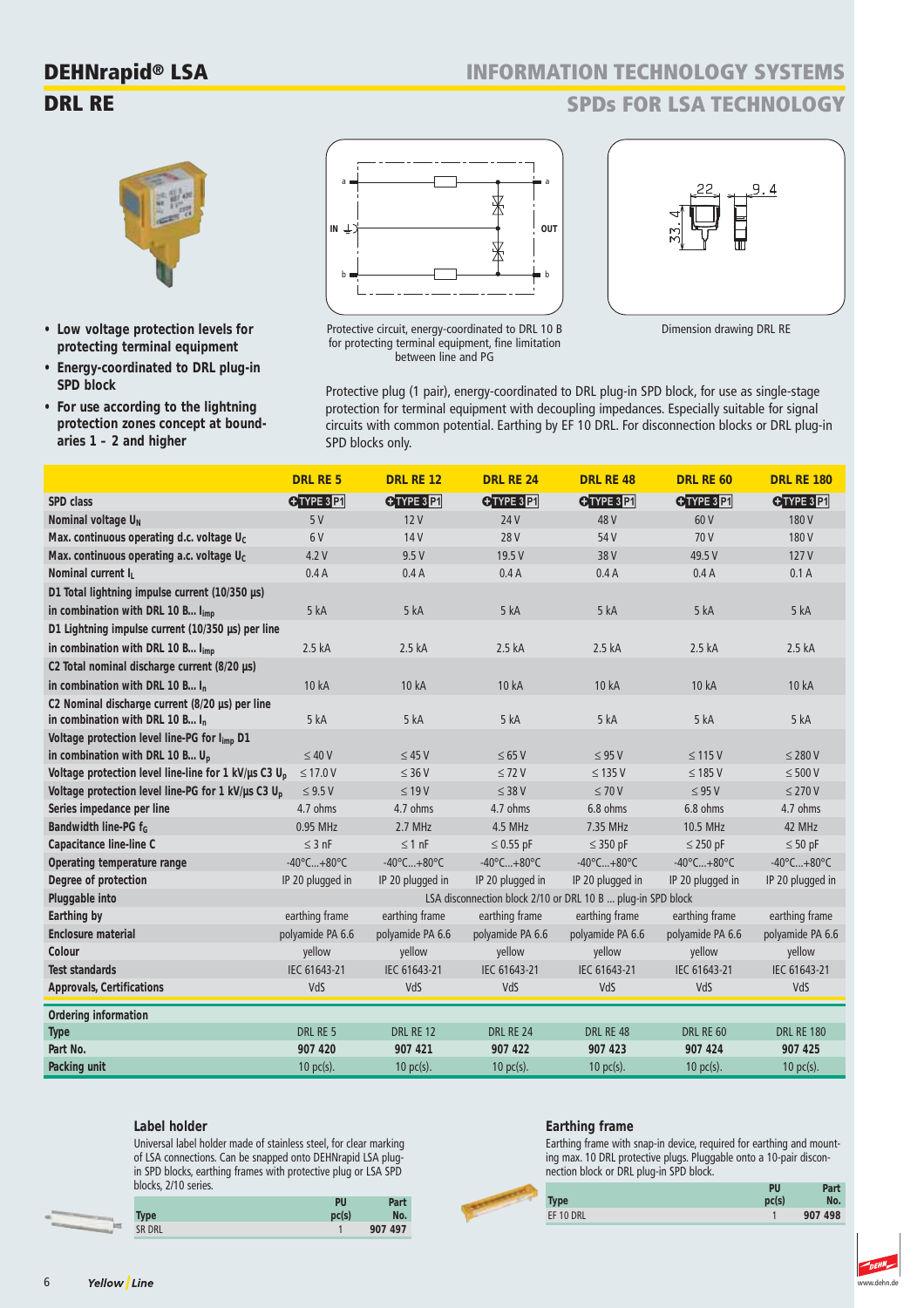# DEHNrapid® LSA

## DRL RE

## INFORMATION TECHNOLOGY SYSTEMS

## SPDs FOR LSA TECHNOLOGY

- **Low voltage protection levels for protecting terminal equipment**
- **Energy-coordinated to DRL plug-in SPD block**
- **For use according to the lightning protection zones concept at boundaries 1 – 2 and higher**

Protective circuit, energy-coordinated to DRL 10 B for protecting terminal equipment, fine limitation between line and PG

Dimension drawing DRL RE

Protective plug (1 pair), energy-coordinated to DRL plug-in SPD block, for use as single-stage protection for terminal equipment with decoupling impedances. Especially suitable for signal circuits with common potential. Earthing by EF 10 DRL. For disconnection blocks or DRL plug-in SPD blocks only.

| | DRL RE 5 | DRL RE 12 | DRL RE 24 | DRL RE 48 | DRL RE 60 | DRL RE 180 |
|---|---|---|---|---|---|---|
| SPD class | TYPE 3 P1 | TYPE 3 P1 | TYPE 3 P1 | TYPE 3 P1 | TYPE 3 P1 | TYPE 3 P1 |
| Nominal voltage $U_N$ | 5 V | 12 V | 24 V | 48 V | 60 V | 180 V |
| Max. continuous operating d.c. voltage $U_C$ | 6 V | 14 V | 28 V | 54 V | 70 V | 180 V |
| Max. continuous operating a.c. voltage $U_C$ | 4.2 V | 9.5 V | 19.5 V | 38 V | 49.5 V | 127 V |
| Nominal current $I_L$ | 0.4 A | 0.4 A | 0.4 A | 0.4 A | 0.4 A | 0.1 A |
| D1 Total lightning impulse current (10/350 µs) in combination with DRL 10 B... $I_{imp}$ | 5 kA | 5 kA | 5 kA | 5 kA | 5 kA | 5 kA |
| D1 Lightning impulse current (10/350 µs) per line in combination with DRL 10 B... $I_{imp}$ | 2.5 kA | 2.5 kA | 2.5 kA | 2.5 kA | 2.5 kA | 2.5 kA |
| C2 Total nominal discharge current (8/20 µs) in combination with DRL 10 B... $I_n$ | 10 kA | 10 kA | 10 kA | 10 kA | 10 kA | 10 kA |
| C2 Nominal discharge current (8/20 µs) per line in combination with DRL 10 B... $I_n$ | 5 kA | 5 kA | 5 kA | 5 kA | 5 kA | 5 kA |
| Voltage protection level line-PG for $I_{imp}$ D1 in combination with DRL 10 B... $U_p$ | ≤ 40 V | ≤ 45 V | ≤ 65 V | ≤ 95 V | ≤ 115 V | ≤ 280 V |
| Voltage protection level line-line for 1 kV/µs C3 $U_p$ | ≤ 17.0 V | ≤ 36 V | ≤ 72 V | ≤ 135 V | ≤ 185 V | ≤ 500 V |
| Voltage protection level line-PG for 1 kV/µs C3 $U_p$ | ≤ 9.5 V | ≤ 19 V | ≤ 38 V | ≤ 70 V | ≤ 95 V | ≤ 270 V |
| Series impedance per line | 4.7 ohms | 4.7 ohms | 4.7 ohms | 6.8 ohms | 6.8 ohms | 4.7 ohms |
| Bandwidth line-PG $f_G$ | 0.95 MHz | 2.7 MHz | 4.5 MHz | 7.35 MHz | 10.5 MHz | 42 MHz |
| Capacitance line-line C | ≤ 3 nF | ≤ 1 nF | ≤ 0.55 pF | ≤ 350 pF | ≤ 250 pF | ≤ 50 pF |
| Operating temperature range | -40°C...+80°C | -40°C...+80°C | -40°C...+80°C | -40°C...+80°C | -40°C...+80°C | -40°C...+80°C |
| Degree of protection | IP 20 plugged in | IP 20 plugged in | IP 20 plugged in | IP 20 plugged in | IP 20 plugged in | IP 20 plugged in |
| Pluggable into | LSA disconnection block 2/10 or DRL 10 B ... plug-in SPD block | | | | | |
| Earthing by | earthing frame | earthing frame | earthing frame | earthing frame | earthing frame | earthing frame |
| Enclosure material | polyamide PA 6.6 | polyamide PA 6.6 | polyamide PA 6.6 | polyamide PA 6.6 | polyamide PA 6.6 | polyamide PA 6.6 |
| Colour | yellow | yellow | yellow | yellow | yellow | yellow |
| Test standards | IEC 61643-21 | IEC 61643-21 | IEC 61643-21 | IEC 61643-21 | IEC 61643-21 | IEC 61643-21 |
| Approvals, Certifications | VdS | VdS | VdS | VdS | VdS | VdS |
| **Ordering information** | | | | | | |
| Type | DRL RE 5 | DRL RE 12 | DRL RE 24 | DRL RE 48 | DRL RE 60 | DRL RE 180 |
| Part No. | **907 420** | **907 421** | **907 422** | **907 423** | **907 424** | **907 425** |
| Packing unit | 10 pc(s). | 10 pc(s). | 10 pc(s). | 10 pc(s). | 10 pc(s). | 10 pc(s). |

### Label holder

Universal label holder made of stainless steel, for clear marking of LSA connections. Can be snapped onto DEHNrapid LSA plug-in SPD blocks, earthing frames with protective plug or LSA SPD blocks, 2/10 series.

| Type | PU pc(s) | Part No. |
|---|---|---|
| SR DRL | 1 | **907 497** |

### Earthing frame

Earthing frame with snap-in device, required for earthing and mounting max. 10 DRL protective plugs. Pluggable onto a 10-pair disconnection block or DRL plug-in SPD block.

| Type | PU pc(s) | Part No. |
|---|---|---|
| EF 10 DRL | 1 | **907 498** |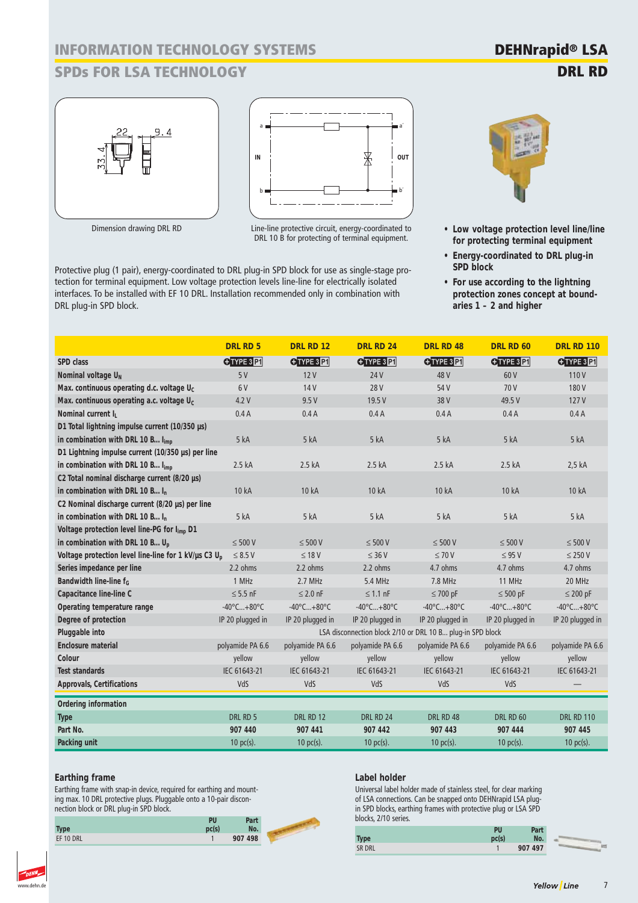# INFORMATION TECHNOLOGY SYSTEMS

## SPDs FOR LSA TECHNOLOGY

# DEHNrapid® LSA

## DRL RD

Dimension drawing DRL RD

Line-line protective circuit, energy-coordinated to DRL 10 B for protecting of terminal equipment.

Protective plug (1 pair), energy-coordinated to DRL plug-in SPD block for use as single-stage protection for terminal equipment. Low voltage protection levels line-line for electrically isolated interfaces. To be installed with EF 10 DRL. Installation recommended only in combination with DRL plug-in SPD block.

- **Low voltage protection level line/line for protecting terminal equipment**
- **Energy-coordinated to DRL plug-in SPD block**
- **For use according to the lightning protection zones concept at boundaries 1 – 2 and higher**

| | DRL RD 5 | DRL RD 12 | DRL RD 24 | DRL RD 48 | DRL RD 60 | DRL RD 110 |
|---|---|---|---|---|---|---|
| SPD class | TYPE 3 P1 | TYPE 3 P1 | TYPE 3 P1 | TYPE 3 P1 | TYPE 3 P1 | TYPE 3 P1 |
| Nominal voltage $U_N$ | 5 V | 12 V | 24 V | 48 V | 60 V | 110 V |
| Max. continuous operating d.c. voltage $U_C$ | 6 V | 14 V | 28 V | 54 V | 70 V | 180 V |
| Max. continuous operating a.c. voltage $U_C$ | 4.2 V | 9.5 V | 19.5 V | 38 V | 49.5 V | 127 V |
| Nominal current $I_L$ | 0.4 A | 0.4 A | 0.4 A | 0.4 A | 0.4 A | 0.4 A |
| D1 Total lightning impulse current (10/350 µs) in combination with DRL 10 B... $I_{imp}$ | 5 kA | 5 kA | 5 kA | 5 kA | 5 kA | 5 kA |
| D1 Lightning impulse current (10/350 µs) per line in combination with DRL 10 B... $I_{imp}$ | 2.5 kA | 2.5 kA | 2.5 kA | 2.5 kA | 2.5 kA | 2,5 kA |
| C2 Total nominal discharge current (8/20 µs) in combination with DRL 10 B... $I_n$ | 10 kA | 10 kA | 10 kA | 10 kA | 10 kA | 10 kA |
| C2 Nominal discharge current (8/20 µs) per line in combination with DRL 10 B... $I_n$ | 5 kA | 5 kA | 5 kA | 5 kA | 5 kA | 5 kA |
| Voltage protection level line-PG for $I_{imp}$ D1 in combination with DRL 10 B... $U_p$ | ≤ 500 V | ≤ 500 V | ≤ 500 V | ≤ 500 V | ≤ 500 V | ≤ 500 V |
| Voltage protection level line-line for 1 kV/µs C3 $U_p$ | ≤ 8.5 V | ≤ 18 V | ≤ 36 V | ≤ 70 V | ≤ 95 V | ≤ 250 V |
| Series impedance per line | 2.2 ohms | 2.2 ohms | 2.2 ohms | 4.7 ohms | 4.7 ohms | 4.7 ohms |
| Bandwidth line-line $f_G$ | 1 MHz | 2.7 MHz | 5.4 MHz | 7.8 MHz | 11 MHz | 20 MHz |
| Capacitance line-line C | ≤ 5.5 nF | ≤ 2.0 nF | ≤ 1.1 nF | ≤ 700 pF | ≤ 500 pF | ≤ 200 pF |
| Operating temperature range | -40°C...+80°C | -40°C...+80°C | -40°C...+80°C | -40°C...+80°C | -40°C...+80°C | -40°C...+80°C |
| Degree of protection | IP 20 plugged in | IP 20 plugged in | IP 20 plugged in | IP 20 plugged in | IP 20 plugged in | IP 20 plugged in |
| Pluggable into | LSA disconnection block 2/10 or DRL 10 B... plug-in SPD block | | | | | |
| Enclosure material | polyamide PA 6.6 | polyamide PA 6.6 | polyamide PA 6.6 | polyamide PA 6.6 | polyamide PA 6.6 | polyamide PA 6.6 |
| Colour | yellow | yellow | yellow | yellow | yellow | yellow |
| Test standards | IEC 61643-21 | IEC 61643-21 | IEC 61643-21 | IEC 61643-21 | IEC 61643-21 | IEC 61643-21 |
| Approvals, Certifications | VdS | VdS | VdS | VdS | VdS | — |
| **Ordering information** | | | | | | |
| Type | DRL RD 5 | DRL RD 12 | DRL RD 24 | DRL RD 48 | DRL RD 60 | DRL RD 110 |
| Part No. | 907 440 | 907 441 | 907 442 | 907 443 | 907 444 | 907 445 |
| Packing unit | 10 pc(s). | 10 pc(s). | 10 pc(s). | 10 pc(s). | 10 pc(s). | 10 pc(s). |

### Earthing frame

Earthing frame with snap-in device, required for earthing and mounting max. 10 DRL protective plugs. Pluggable onto a 10-pair disconnection block or DRL plug-in SPD block.

| Type | PU pc(s) | Part No. |
|---|---|---|
| EF 10 DRL | 1 | 907 498 |

### Label holder

Universal label holder made of stainless steel, for clear marking of LSA connections. Can be snapped onto DEHNrapid LSA plug-in SPD blocks, earthing frames with protective plug or LSA SPD blocks, 2/10 series.

| Type | PU pc(s) | Part No. |
|---|---|---|
| SR DRL | 1 | 907 497 |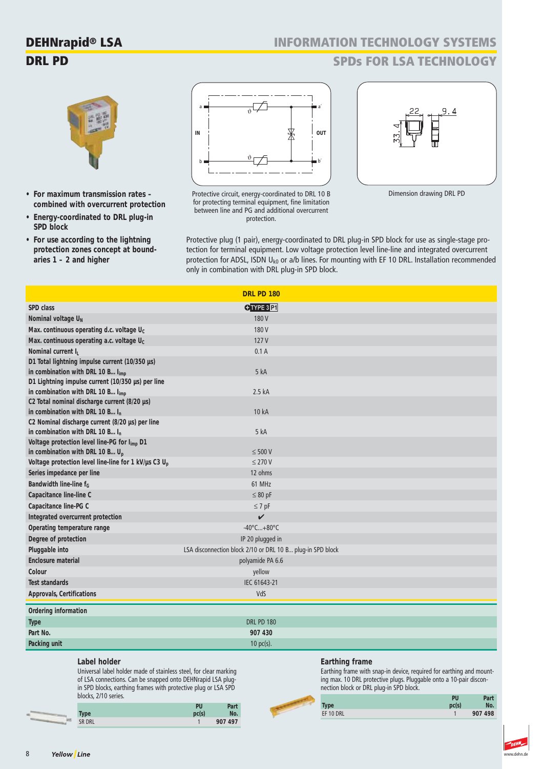# DEHNrapid® LSA

## DRL PD

INFORMATION TECHNOLOGY SYSTEMS

SPDs FOR LSA TECHNOLOGY

- **For maximum transmission rates - combined with overcurrent protection**
- **Energy-coordinated to DRL plug-in SPD block**
- **For use according to the lightning protection zones concept at boundaries 1 – 2 and higher**

Protective circuit, energy-coordinated to DRL 10 B for protecting terminal equipment, fine limitation between line and PG and additional overcurrent protection.

Dimension drawing DRL PD

Protective plug (1 pair), energy-coordinated to DRL plug-in SPD block for use as single-stage protection for terminal equipment. Low voltage protection level line-line and integrated overcurrent protection for ADSL, ISDN $U_{k0}$ or a/b lines. For mounting with EF 10 DRL. Installation recommended only in combination with DRL plug-in SPD block.

| | DRL PD 180 |
|---|---|
| SPD class | TYPE 3 P1 |
| Nominal voltage $U_N$ | 180 V |
| Max. continuous operating d.c. voltage $U_C$ | 180 V |
| Max. continuous operating a.c. voltage $U_C$ | 127 V |
| Nominal current $I_L$ | 0.1 A |
| D1 Total lightning impulse current (10/350 µs) in combination with DRL 10 B... $I_{imp}$ | 5 kA |
| D1 Lightning impulse current (10/350 µs) per line in combination with DRL 10 B... $I_{imp}$ | 2.5 kA |
| C2 Total nominal discharge current (8/20 µs) in combination with DRL 10 B... $I_n$ | 10 kA |
| C2 Nominal discharge current (8/20 µs) per line in combination with DRL 10 B... $I_n$ | 5 kA |
| Voltage protection level line-PG for $I_{imp}$ D1 in combination with DRL 10 B... $U_p$ | ≤ 500 V |
| Voltage protection level line-line for 1 kV/µs C3 $U_p$ | ≤ 270 V |
| Series impedance per line | 12 ohms |
| Bandwidth line-line $f_G$ | 61 MHz |
| Capacitance line-line C | ≤ 80 pF |
| Capacitance line-PG C | ≤ 7 pF |
| Integrated overcurrent protection | ✔ |
| Operating temperature range | -40°C...+80°C |
| Degree of protection | IP 20 plugged in |
| Pluggable into | LSA disconnection block 2/10 or DRL 10 B... plug-in SPD block |
| Enclosure material | polyamide PA 6.6 |
| Colour | yellow |
| Test standards | IEC 61643-21 |
| Approvals, Certifications | VdS |

**Ordering information**

| Type | DRL PD 180 |
|---|---|
| Part No. | **907 430** |
| Packing unit | 10 pc(s). |

### Label holder

Universal label holder made of stainless steel, for clear marking of LSA connections. Can be snapped onto DEHNrapid LSA plug-in SPD blocks, earthing frames with protective plug or LSA SPD blocks, 2/10 series.

| Type | PU pc(s) | Part No. |
|---|---|---|
| SR DRL | 1 | **907 497** |

### Earthing frame

Earthing frame with snap-in device, required for earthing and mounting max. 10 DRL protective plugs. Pluggable onto a 10-pair disconnection block or DRL plug-in SPD block.

| Type | PU pc(s) | Part No. |
|---|---|---|
| EF 10 DRL | 1 | **907 498** |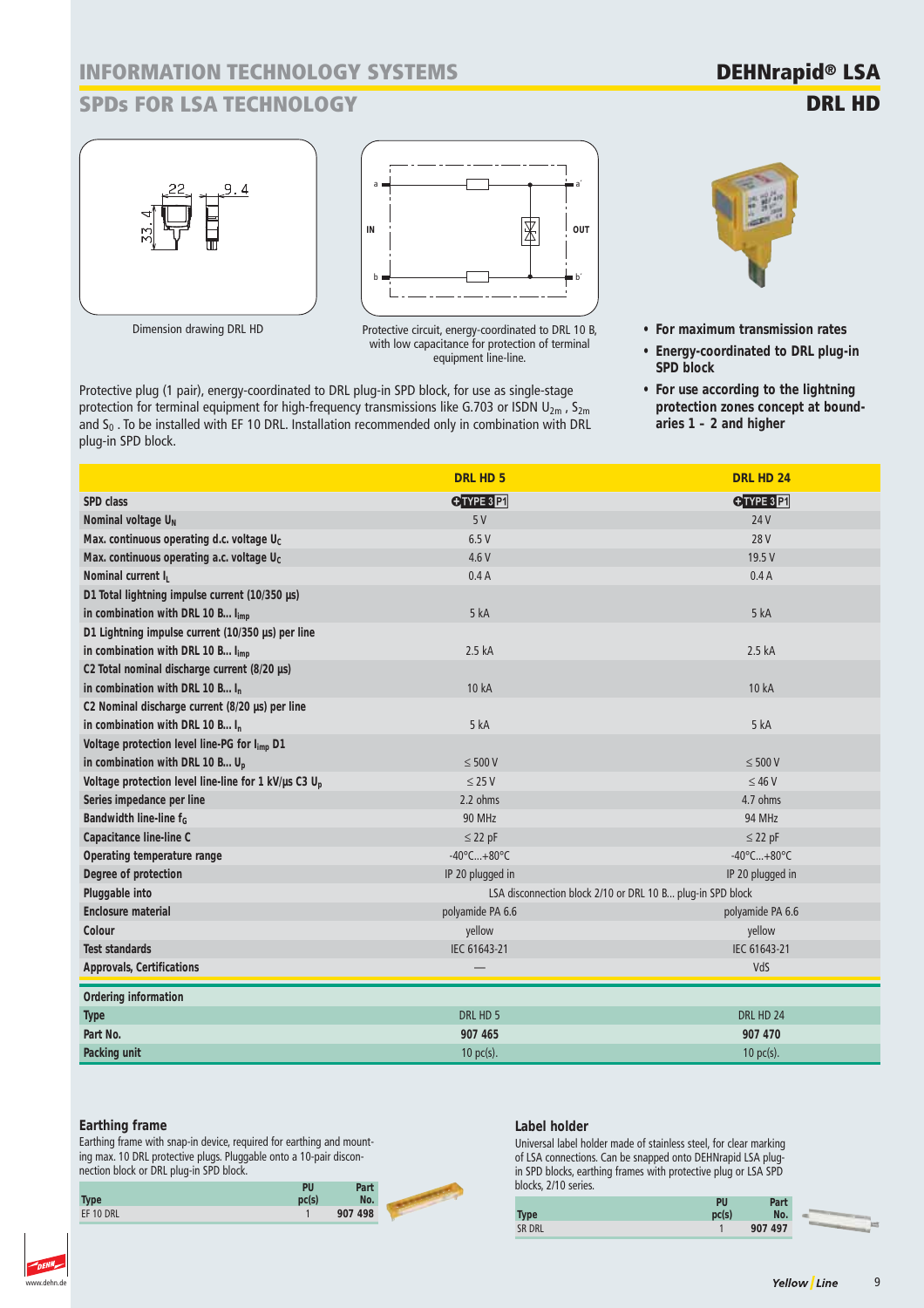# INFORMATION TECHNOLOGY SYSTEMS

## SPDs FOR LSA TECHNOLOGY

# DEHNrapid® LSA

## DRL HD

Dimension drawing DRL HD

Protective circuit, energy-coordinated to DRL 10 B, with low capacitance for protection of terminal equipment line-line.

- **For maximum transmission rates**
- **Energy-coordinated to DRL plug-in SPD block**
- **For use according to the lightning protection zones concept at boundaries 1 – 2 and higher**

Protective plug (1 pair), energy-coordinated to DRL plug-in SPD block, for use as single-stage protection for terminal equipment for high-frequency transmissions like G.703 or ISDN $U_{2m}$, $S_{2m}$ and $S_0$. To be installed with EF 10 DRL. Installation recommended only in combination with DRL plug-in SPD block.

| | DRL HD 5 | DRL HD 24 |
|---|---|---|
| SPD class | TYPE 3 P1 | TYPE 3 P1 |
| Nominal voltage $U_N$ | 5 V | 24 V |
| Max. continuous operating d.c. voltage $U_C$ | 6.5 V | 28 V |
| Max. continuous operating a.c. voltage $U_C$ | 4.6 V | 19.5 V |
| Nominal current $I_L$ | 0.4 A | 0.4 A |
| D1 Total lightning impulse current (10/350 µs) in combination with DRL 10 B... $I_{imp}$ | 5 kA | 5 kA |
| D1 Lightning impulse current (10/350 µs) per line in combination with DRL 10 B... $I_{imp}$ | 2.5 kA | 2.5 kA |
| C2 Total nominal discharge current (8/20 µs) in combination with DRL 10 B... $I_n$ | 10 kA | 10 kA |
| C2 Nominal discharge current (8/20 µs) per line in combination with DRL 10 B... $I_n$ | 5 kA | 5 kA |
| Voltage protection level line-PG for $I_{imp}$ D1 in combination with DRL 10 B... $U_p$ | ≤ 500 V | ≤ 500 V |
| Voltage protection level line-line for 1 kV/µs C3 $U_p$ | ≤ 25 V | ≤ 46 V |
| Series impedance per line | 2.2 ohms | 4.7 ohms |
| Bandwidth line-line $f_G$ | 90 MHz | 94 MHz |
| Capacitance line-line C | ≤ 22 pF | ≤ 22 pF |
| Operating temperature range | -40°C...+80°C | -40°C...+80°C |
| Degree of protection | IP 20 plugged in | IP 20 plugged in |
| Pluggable into | LSA disconnection block 2/10 or DRL 10 B... plug-in SPD block | |
| Enclosure material | polyamide PA 6.6 | polyamide PA 6.6 |
| Colour | yellow | yellow |
| Test standards | IEC 61643-21 | IEC 61643-21 |
| Approvals, Certifications | — | VdS |
| **Ordering information** | | |
| Type | DRL HD 5 | DRL HD 24 |
| Part No. | **907 465** | **907 470** |
| Packing unit | 10 pc(s). | 10 pc(s). |

### Earthing frame

Earthing frame with snap-in device, required for earthing and mounting max. 10 DRL protective plugs. Pluggable onto a 10-pair disconnection block or DRL plug-in SPD block.

| Type | PU pc(s) | Part No. |
|---|---|---|
| EF 10 DRL | 1 | **907 498** |

### Label holder

Universal label holder made of stainless steel, for clear marking of LSA connections. Can be snapped onto DEHNrapid LSA plug-in SPD blocks, earthing frames with protective plug or LSA SPD blocks, 2/10 series.

| Type | PU pc(s) | Part No. |
|---|---|---|
| SR DRL | 1 | **907 497** |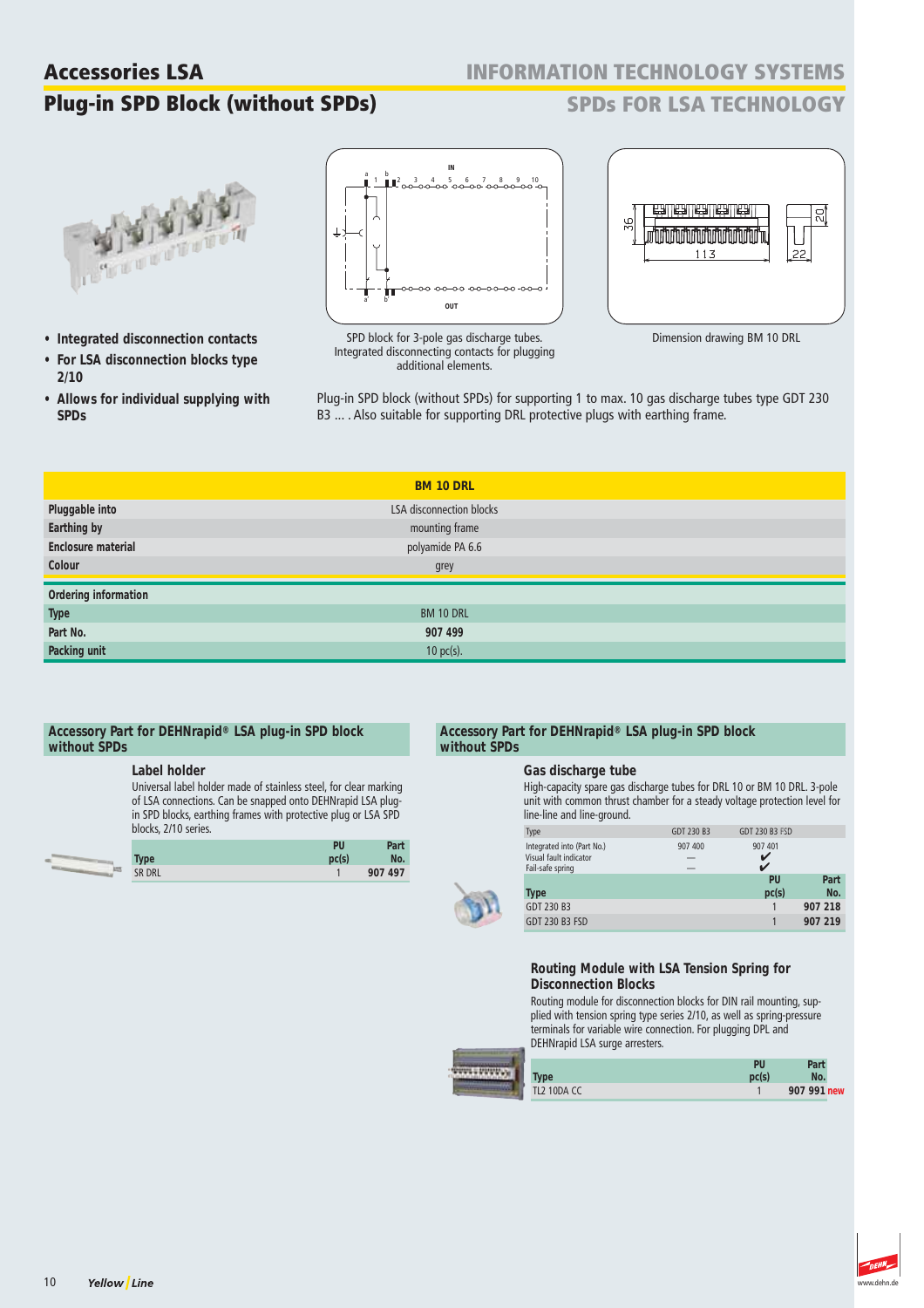# Accessories LSA

## Plug-in SPD Block (without SPDs)

INFORMATION TECHNOLOGY SYSTEMS

SPDs FOR LSA TECHNOLOGY

- **Integrated disconnection contacts**
- **For LSA disconnection blocks type 2/10**
- **Allows for individual supplying with SPDs**

SPD block for 3-pole gas discharge tubes. Integrated disconnecting contacts for plugging additional elements.

Dimension drawing BM 10 DRL

Plug-in SPD block (without SPDs) for supporting 1 to max. 10 gas discharge tubes type GDT 230 B3 ... . Also suitable for supporting DRL protective plugs with earthing frame.

| | BM 10 DRL |
|---|---|
| **Pluggable into** | LSA disconnection blocks |
| **Earthing by** | mounting frame |
| **Enclosure material** | polyamide PA 6.6 |
| **Colour** | grey |
| **Ordering information** | |
| **Type** | BM 10 DRL |
| **Part No.** | **907 499** |
| **Packing unit** | 10 pc(s). |

### Accessory Part for DEHNrapid® LSA plug-in SPD block without SPDs

**Label holder**

Universal label holder made of stainless steel, for clear marking of LSA connections. Can be snapped onto DEHNrapid LSA plug-in SPD blocks, earthing frames with protective plug or LSA SPD blocks, 2/10 series.

| Type | PU pc(s) | Part No. |
|---|---|---|
| SR DRL | 1 | **907 497** |

### Accessory Part for DEHNrapid® LSA plug-in SPD block without SPDs

**Gas discharge tube**

High-capacity spare gas discharge tubes for DRL 10 or BM 10 DRL. 3-pole unit with common thrust chamber for a steady voltage protection level for line-line and line-ground.

| Type | GDT 230 B3 | GDT 230 B3 FSD |
|---|---|---|
| Integrated into (Part No.) | 907 400 | 907 401 |
| Visual fault indicator | – | ✔ |
| Fail-safe spring | – | ✔ |

| Type | PU pc(s) | Part No. |
|---|---|---|
| GDT 230 B3 | 1 | **907 218** |
| GDT 230 B3 FSD | 1 | **907 219** |

**Routing Module with LSA Tension Spring for Disconnection Blocks**

Routing module for disconnection blocks for DIN rail mounting, supplied with tension spring type series 2/10, as well as spring-pressure terminals for variable wire connection. For plugging DPL and DEHNrapid LSA surge arresters.

| Type | PU pc(s) | Part No. |
|---|---|---|
| TL2 10DA CC | 1 | **907 991** new |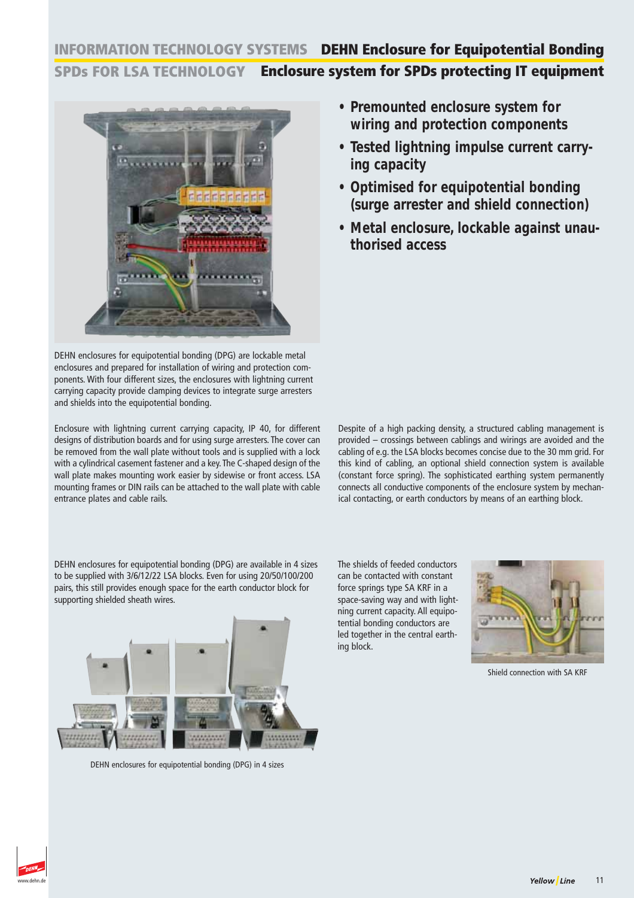# INFORMATION TECHNOLOGY SYSTEMS DEHN Enclosure for Equipotential Bonding

## SPDs FOR LSA TECHNOLOGY Enclosure system for SPDs protecting IT equipment

- **Premounted enclosure system for wiring and protection components**
- **Tested lightning impulse current carrying capacity**
- **Optimised for equipotential bonding (surge arrester and shield connection)**
- **Metal enclosure, lockable against unauthorised access**

DEHN enclosures for equipotential bonding (DPG) are lockable metal enclosures and prepared for installation of wiring and protection components. With four different sizes, the enclosures with lightning current carrying capacity provide clamping devices to integrate surge arresters and shields into the equipotential bonding.

Enclosure with lightning current carrying capacity, IP 40, for different designs of distribution boards and for using surge arresters. The cover can be removed from the wall plate without tools and is supplied with a lock with a cylindrical casement fastener and a key. The C-shaped design of the wall plate makes mounting work easier by sidewise or front access. LSA mounting frames or DIN rails can be attached to the wall plate with cable entrance plates and cable rails.

Despite of a high packing density, a structured cabling management is provided – crossings between cablings and wirings are avoided and the cabling of e.g. the LSA blocks becomes concise due to the 30 mm grid. For this kind of cabling, an optional shield connection system is available (constant force spring). The sophisticated earthing system permanently connects all conductive components of the enclosure system by mechanical contacting, or earth conductors by means of an earthing block.

DEHN enclosures for equipotential bonding (DPG) are available in 4 sizes to be supplied with 3/6/12/22 LSA blocks. Even for using 20/50/100/200 pairs, this still provides enough space for the earth conductor block for supporting shielded sheath wires.

DEHN enclosures for equipotential bonding (DPG) in 4 sizes

The shields of feeded conductors can be contacted with constant force springs type SA KRF in a space-saving way and with lightning current capacity. All equipotential bonding conductors are led together in the central earthing block.

Shield connection with SA KRF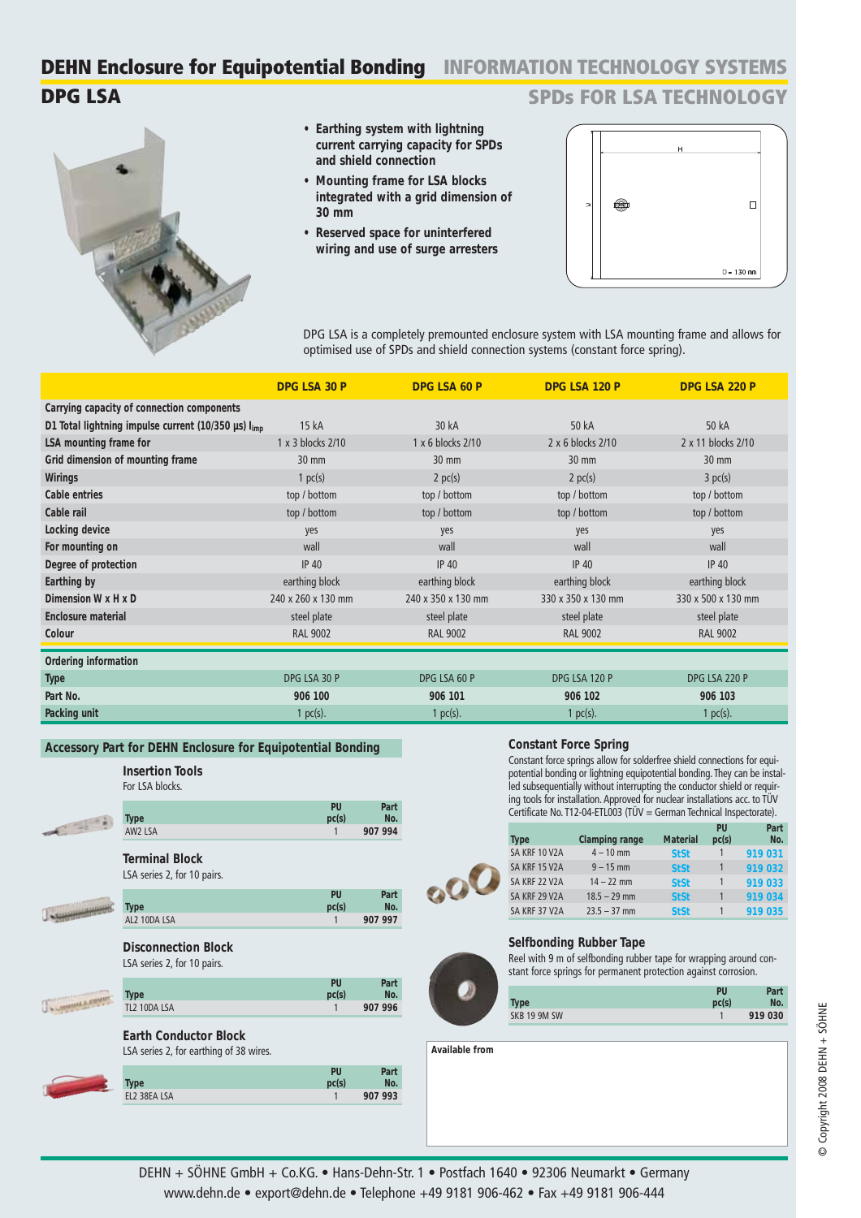# DEHN Enclosure for Equipotential Bonding

## DPG LSA

INFORMATION TECHNOLOGY SYSTEMS

SPDs FOR LSA TECHNOLOGY

- Earthing system with lightning current carrying capacity for SPDs and shield connection
- Mounting frame for LSA blocks integrated with a grid dimension of 30 mm
- Reserved space for uninterfered wiring and use of surge arresters

H

W

D = 130 mm

DPG LSA is a completely premounted enclosure system with LSA mounting frame and allows for optimised use of SPDs and shield connection systems (constant force spring).

| | DPG LSA 30 P | DPG LSA 60 P | DPG LSA 120 P | DPG LSA 220 P |
|---|---|---|---|---|
| **Carrying capacity of connection components** | | | | |
| **D1 Total lightning impulse current (10/350 µs) $I_{imp}$** | 15 kA | 30 kA | 50 kA | 50 kA |
| **LSA mounting frame for** | 1 x 3 blocks 2/10 | 1 x 6 blocks 2/10 | 2 x 6 blocks 2/10 | 2 x 11 blocks 2/10 |
| **Grid dimension of mounting frame** | 30 mm | 30 mm | 30 mm | 30 mm |
| **Wirings** | 1 pc(s) | 2 pc(s) | 2 pc(s) | 3 pc(s) |
| **Cable entries** | top / bottom | top / bottom | top / bottom | top / bottom |
| **Cable rail** | top / bottom | top / bottom | top / bottom | top / bottom |
| **Locking device** | yes | yes | yes | yes |
| **For mounting on** | wall | wall | wall | wall |
| **Degree of protection** | IP 40 | IP 40 | IP 40 | IP 40 |
| **Earthing by** | earthing block | earthing block | earthing block | earthing block |
| **Dimension W x H x D** | 240 x 260 x 130 mm | 240 x 350 x 130 mm | 330 x 350 x 130 mm | 330 x 500 x 130 mm |
| **Enclosure material** | steel plate | steel plate | steel plate | steel plate |
| **Colour** | RAL 9002 | RAL 9002 | RAL 9002 | RAL 9002 |
| **Ordering information** | | | | |
| **Type** | DPG LSA 30 P | DPG LSA 60 P | DPG LSA 120 P | DPG LSA 220 P |
| **Part No.** | **906 100** | **906 101** | **906 102** | **906 103** |
| **Packing unit** | 1 pc(s). | 1 pc(s). | 1 pc(s). | 1 pc(s). |

## Accessory Part for DEHN Enclosure for Equipotential Bonding

### Insertion Tools

For LSA blocks.

| Type | PU pc(s) | Part No. |
|---|---|---|
| AW2 LSA | 1 | **907 994** |

### Terminal Block

LSA series 2, for 10 pairs.

| Type | PU pc(s) | Part No. |
|---|---|---|
| AL2 10DA LSA | 1 | **907 997** |

### Disconnection Block

LSA series 2, for 10 pairs.

| Type | PU pc(s) | Part No. |
|---|---|---|
| TL2 10DA LSA | 1 | **907 996** |

### Earth Conductor Block

LSA series 2, for earthing of 38 wires.

| Type | PU pc(s) | Part No. |
|---|---|---|
| EL2 38EA LSA | 1 | **907 993** |

### Constant Force Spring

Constant force springs allow for solderfree shield connections for equipotential bonding or lightning equipotential bonding. They can be installed subsequentially without interrupting the conductor shield or requiring tools for installation. Approved for nuclear installations acc. to TÜV Certificate No. T12-04-ETL003 (TÜV = German Technical Inspectorate).

| Type | Clamping range | Material | PU pc(s) | Part No. |
|---|---|---|---|---|
| SA KRF 10 V2A | 4 – 10 mm | StSt | 1 | **919 031** |
| SA KRF 15 V2A | 9 – 15 mm | StSt | 1 | **919 032** |
| SA KRF 22 V2A | 14 – 22 mm | StSt | 1 | **919 033** |
| SA KRF 29 V2A | 18.5 – 29 mm | StSt | 1 | **919 034** |
| SA KRF 37 V2A | 23.5 – 37 mm | StSt | 1 | **919 035** |

### Selfbonding Rubber Tape

Reel with 9 m of selfbonding rubber tape for wrapping around constant force springs for permanent protection against corrosion.

| Type | PU pc(s) | Part No. |
|---|---|---|
| SKB 19 9M SW | 1 | **919 030** |

**Available from**

DEHN + SÖHNE GmbH + Co.KG. • Hans-Dehn-Str. 1 • Postfach 1640 • 92306 Neumarkt • Germany
www.dehn.de • export@dehn.de • Telephone +49 9181 906-462 • Fax +49 9181 906-444

© Copyright 2008 DEHN + SÖHNE